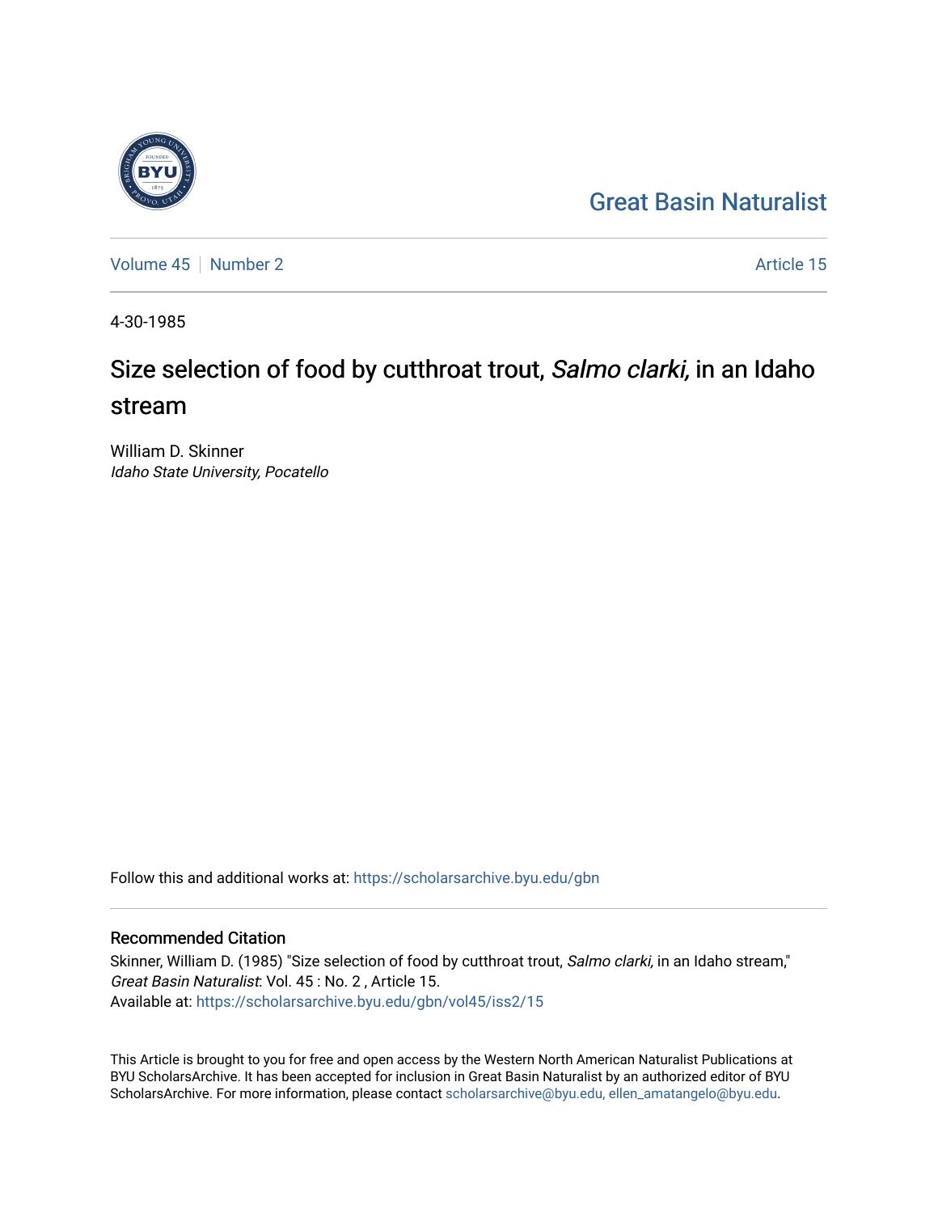Great Basin Naturalist

Volume 45 | Number 2 — Article 15

4-30-1985

# Size selection of food by cutthroat trout, *Salmo clarki,* in an Idaho stream

William D. Skinner
*Idaho State University, Pocatello*

Follow this and additional works at: https://scholarsarchive.byu.edu/gbn

## Recommended Citation

Skinner, William D. (1985) "Size selection of food by cutthroat trout, *Salmo clarki,* in an Idaho stream," *Great Basin Naturalist*: Vol. 45 : No. 2 , Article 15.
Available at: https://scholarsarchive.byu.edu/gbn/vol45/iss2/15

This Article is brought to you for free and open access by the Western North American Naturalist Publications at BYU ScholarsArchive. It has been accepted for inclusion in Great Basin Naturalist by an authorized editor of BYU ScholarsArchive. For more information, please contact scholarsarchive@byu.edu, ellen_amatangelo@byu.edu.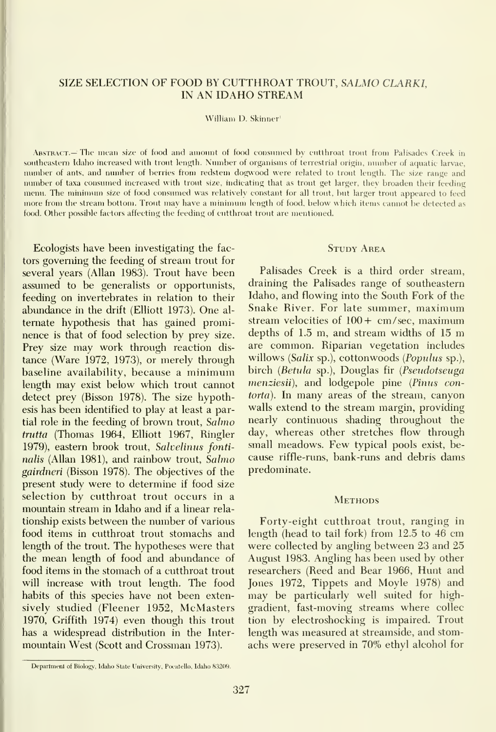# SIZE SELECTION OF FOOD BY CUTTHROAT TROUT, *SALMO CLARKI*, IN AN IDAHO STREAM

William D. Skinner[1]

ABSTRACT.— The mean size of food and amount of food consumed by cutthroat trout from Palisades Creek in southeastern Idaho increased with trout length. Number of organisms of terrestrial origin, number of aquatic larvae, number of ants, and number of berries from redstem dogwood were related to trout length. The size range and number of taxa consumed increased with trout size, indicating that as trout get larger, they broaden their feeding menu. The minimum size of food consumed was relatively constant for all trout, but larger trout appeared to feed more from the stream bottom. Trout may have a minimum length of food, below which items cannot be detected as food. Other possible factors affecting the feeding of cutthroat trout are mentioned.

Ecologists have been investigating the factors governing the feeding of stream trout for several years (Allan 1983). Trout have been assumed to be generalists or opportunists, feeding on invertebrates in relation to their abundance in the drift (Elliott 1973). One alternate hypothesis that has gained prominence is that of food selection by prey size. Prey size may work through reaction distance (Ware 1972, 1973), or merely through baseline availability, because a minimum length may exist below which trout cannot detect prey (Bisson 1978). The size hypothesis has been identified to play at least a partial role in the feeding of brown trout, *Salmo trutta* (Thomas 1964, Elliott 1967, Ringler 1979), eastern brook trout, *Salvelinus fontinalis* (Allan 1981), and rainbow trout, *Salmo gairdneri* (Bisson 1978). The objectives of the present study were to determine if food size selection by cutthroat trout occurs in a mountain stream in Idaho and if a linear relationship exists between the number of various food items in cutthroat trout stomachs and length of the trout. The hypotheses were that the mean length of food and abundance of food items in the stomach of a cutthroat trout will increase with trout length. The food habits of this species have not been extensively studied (Fleener 1952, McMasters 1970, Griffith 1974) even though this trout has a widespread distribution in the Intermountain West (Scott and Crossman 1973).

## Study Area

Palisades Creek is a third order stream, draining the Palisades range of southeastern Idaho, and flowing into the South Fork of the Snake River. For late summer, maximum stream velocities of 100+ cm/sec, maximum depths of 1.5 m, and stream widths of 15 m are common. Riparian vegetation includes willows (*Salix* sp.), cottonwoods (*Populus* sp.), birch (*Betula* sp.), Douglas fir (*Pseudotseuga menziesii*), and lodgepole pine (*Pinus contorta*). In many areas of the stream, canyon walls extend to the stream margin, providing nearly continuous shading throughout the day, whereas other stretches flow through small meadows. Few typical pools exist, because riffle-runs, bank-runs and debris dams predominate.

## Methods

Forty-eight cutthroat trout, ranging in length (head to tail fork) from 12.5 to 46 cm were collected by angling between 23 and 25 August 1983. Angling has been used by other researchers (Reed and Bear 1966, Hunt and Jones 1972, Tippets and Moyle 1978) and may be particularly well suited for high-gradient, fast-moving streams where collection by electroshocking is impaired. Trout length was measured at streamside, and stomachs were preserved in 70% ethyl alcohol for

[1] Department of Biology, Idaho State University, Pocatello, Idaho 83209.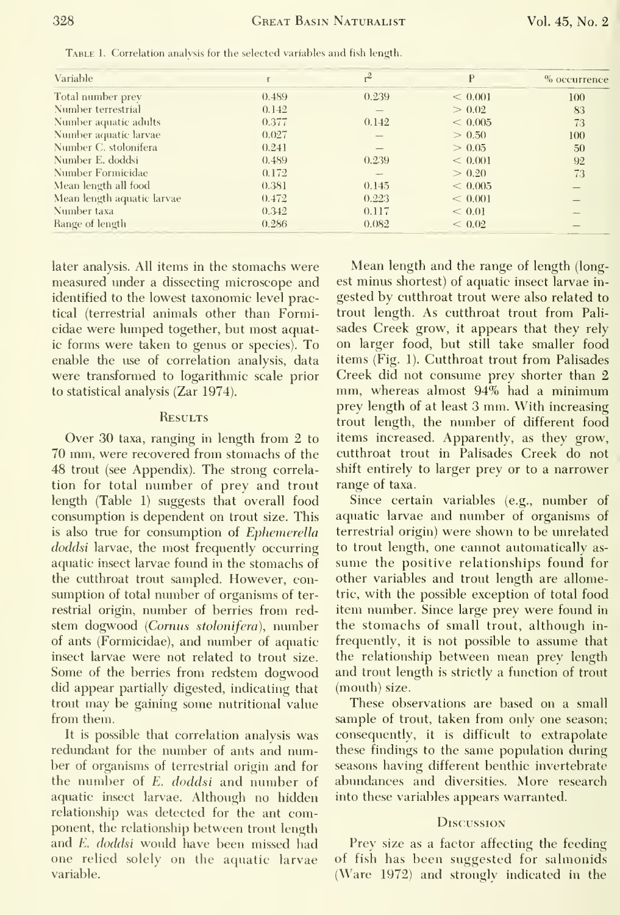Table 1. Correlation analysis for the selected variables and fish length.

| Variable | r | $r^2$ | P | % occurrence |
|---|---|---|---|---|
| Total number prey | 0.489 | 0.239 | < 0.001 | 100 |
| Number terrestrial | 0.142 | — | > 0.02 | 83 |
| Number aquatic adults | 0.377 | 0.142 | < 0.005 | 73 |
| Number aquatic larvae | 0.027 | — | > 0.50 | 100 |
| Number C. stolonifera | 0.241 | — | > 0.05 | 50 |
| Number E. doddsi | 0.489 | 0.239 | < 0.001 | 92 |
| Number Formicidae | 0.172 | — | > 0.20 | 73 |
| Mean length all food | 0.381 | 0.145 | < 0.005 | — |
| Mean length aquatic larvae | 0.472 | 0.223 | < 0.001 | — |
| Number taxa | 0.342 | 0.117 | < 0.01 | — |
| Range of length | 0.286 | 0.082 | < 0.02 | — |

later analysis. All items in the stomachs were measured under a dissecting microscope and identified to the lowest taxonomic level practical (terrestrial animals other than Formicidae were lumped together, but most aquatic forms were taken to genus or species). To enable the use of correlation analysis, data were transformed to logarithmic scale prior to statistical analysis (Zar 1974).

## Results

Over 30 taxa, ranging in length from 2 to 70 mm, were recovered from stomachs of the 48 trout (see Appendix). The strong correlation for total number of prey and trout length (Table 1) suggests that overall food consumption is dependent on trout size. This is also true for consumption of *Ephemerella doddsi* larvae, the most frequently occurring aquatic insect larvae found in the stomachs of the cutthroat trout sampled. However, consumption of total number of organisms of terrestrial origin, number of berries from redstem dogwood (*Cornus stolonifera*), number of ants (Formicidae), and number of aquatic insect larvae were not related to trout size. Some of the berries from redstem dogwood did appear partially digested, indicating that trout may be gaining some nutritional value from them.

It is possible that correlation analysis was redundant for the number of ants and number of organisms of terrestrial origin and for the number of *E. doddsi* and number of aquatic insect larvae. Although no hidden relationship was detected for the ant component, the relationship between trout length and *E. doddsi* would have been missed had one relied solely on the aquatic larvae variable.

Mean length and the range of length (longest minus shortest) of aquatic insect larvae ingested by cutthroat trout were also related to trout length. As cutthroat trout from Palisades Creek grow, it appears that they rely on larger food, but still take smaller food items (Fig. 1). Cutthroat trout from Palisades Creek did not consume prey shorter than 2 mm, whereas almost 94% had a minimum prey length of at least 3 mm. With increasing trout length, the number of different food items increased. Apparently, as they grow, cutthroat trout in Palisades Creek do not shift entirely to larger prey or to a narrower range of taxa.

Since certain variables (e.g., number of aquatic larvae and number of organisms of terrestrial origin) were shown to be unrelated to trout length, one cannot automatically assume the positive relationships found for other variables and trout length are allometric, with the possible exception of total food item number. Since large prey were found in the stomachs of small trout, although infrequently, it is not possible to assume that the relationship between mean prey length and trout length is strictly a function of trout (mouth) size.

These observations are based on a small sample of trout, taken from only one season; consequently, it is difficult to extrapolate these findings to the same population during seasons having different benthic invertebrate abundances and diversities. More research into these variables appears warranted.

## Discussion

Prey size as a factor affecting the feeding of fish has been suggested for salmonids (Ware 1972) and strongly indicated in the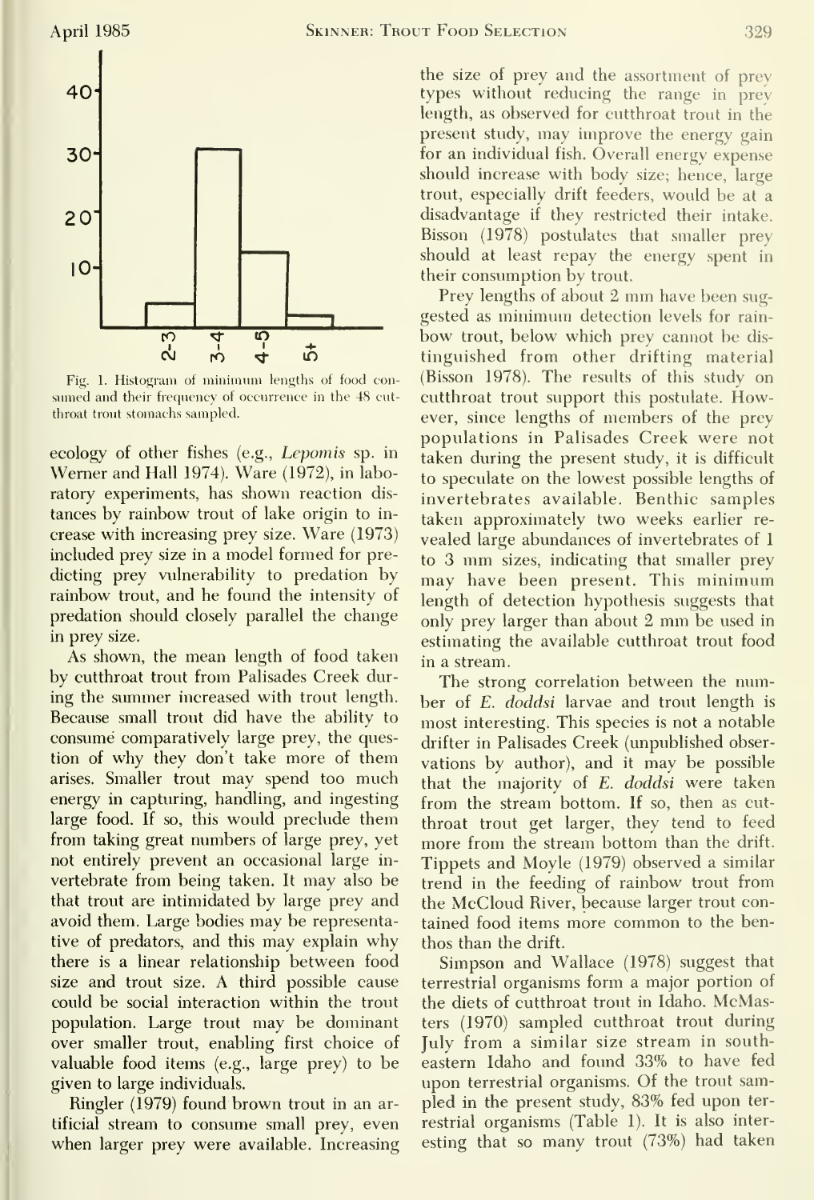Fig. 1. Histogram of minimum lengths of food consumed and their frequency of occurrence in the 48 cutthroat trout stomachs sampled.

ecology of other fishes (e.g., *Lepomis* sp. in Werner and Hall 1974). Ware (1972), in laboratory experiments, has shown reaction distances by rainbow trout of lake origin to increase with increasing prey size. Ware (1973) included prey size in a model formed for predicting prey vulnerability to predation by rainbow trout, and he found the intensity of predation should closely parallel the change in prey size.

As shown, the mean length of food taken by cutthroat trout from Palisades Creek during the summer increased with trout length. Because small trout did have the ability to consume comparatively large prey, the question of why they don't take more of them arises. Smaller trout may spend too much energy in capturing, handling, and ingesting large food. If so, this would preclude them from taking great numbers of large prey, yet not entirely prevent an occasional large invertebrate from being taken. It may also be that trout are intimidated by large prey and avoid them. Large bodies may be representative of predators, and this may explain why there is a linear relationship between food size and trout size. A third possible cause could be social interaction within the trout population. Large trout may be dominant over smaller trout, enabling first choice of valuable food items (e.g., large prey) to be given to large individuals.

Ringler (1979) found brown trout in an artificial stream to consume small prey, even when larger prey were available. Increasing the size of prey and the assortment of prey types without reducing the range in prey length, as observed for cutthroat trout in the present study, may improve the energy gain for an individual fish. Overall energy expense should increase with body size; hence, large trout, especially drift feeders, would be at a disadvantage if they restricted their intake. Bisson (1978) postulates that smaller prey should at least repay the energy spent in their consumption by trout.

Prey lengths of about 2 mm have been suggested as minimum detection levels for rainbow trout, below which prey cannot be distinguished from other drifting material (Bisson 1978). The results of this study on cutthroat trout support this postulate. However, since lengths of members of the prey populations in Palisades Creek were not taken during the present study, it is difficult to speculate on the lowest possible lengths of invertebrates available. Benthic samples taken approximately two weeks earlier revealed large abundances of invertebrates of 1 to 3 mm sizes, indicating that smaller prey may have been present. This minimum length of detection hypothesis suggests that only prey larger than about 2 mm be used in estimating the available cutthroat trout food in a stream.

The strong correlation between the number of *E. doddsi* larvae and trout length is most interesting. This species is not a notable drifter in Palisades Creek (unpublished observations by author), and it may be possible that the majority of *E. doddsi* were taken from the stream bottom. If so, then as cutthroat trout get larger, they tend to feed more from the stream bottom than the drift. Tippets and Moyle (1979) observed a similar trend in the feeding of rainbow trout from the McCloud River, because larger trout contained food items more common to the benthos than the drift.

Simpson and Wallace (1978) suggest that terrestrial organisms form a major portion of the diets of cutthroat trout in Idaho. McMasters (1970) sampled cutthroat trout during July from a similar size stream in southeastern Idaho and found 33% to have fed upon terrestrial organisms. Of the trout sampled in the present study, 83% fed upon terrestrial organisms (Table 1). It is also interesting that so many trout (73%) had taken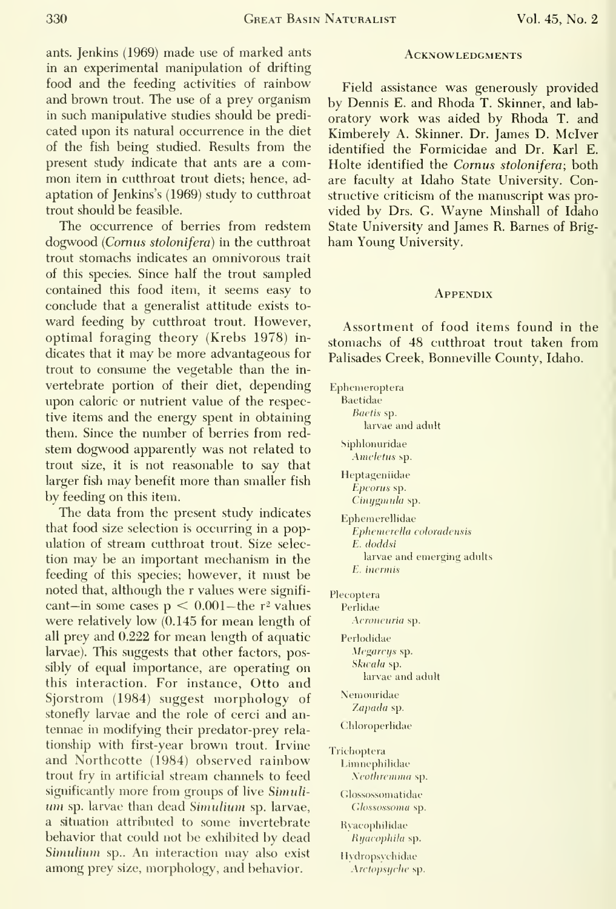ants. Jenkins (1969) made use of marked ants in an experimental manipulation of drifting food and the feeding activities of rainbow and brown trout. The use of a prey organism in such manipulative studies should be predicated upon its natural occurrence in the diet of the fish being studied. Results from the present study indicate that ants are a common item in cutthroat trout diets; hence, adaptation of Jenkins's (1969) study to cutthroat trout should be feasible.

The occurrence of berries from redstem dogwood (*Cornus stolonifera*) in the cutthroat trout stomachs indicates an omnivorous trait of this species. Since half the trout sampled contained this food item, it seems easy to conclude that a generalist attitude exists toward feeding by cutthroat trout. However, optimal foraging theory (Krebs 1978) indicates that it may be more advantageous for trout to consume the vegetable than the invertebrate portion of their diet, depending upon caloric or nutrient value of the respective items and the energy spent in obtaining them. Since the number of berries from redstem dogwood apparently was not related to trout size, it is not reasonable to say that larger fish may benefit more than smaller fish by feeding on this item.

The data from the present study indicates that food size selection is occurring in a population of stream cutthroat trout. Size selection may be an important mechanism in the feeding of this species; however, it must be noted that, although the r values were significant—in some cases $p < 0.001$—the $r^2$ values were relatively low (0.145 for mean length of all prey and 0.222 for mean length of aquatic larvae). This suggests that other factors, possibly of equal importance, are operating on this interaction. For instance, Otto and Sjorstrom (1984) suggest morphology of stonefly larvae and the role of cerci and antennae in modifying their predator-prey relationship with first-year brown trout. Irvine and Northcotte (1984) observed rainbow trout fry in artificial stream channels to feed significantly more from groups of live *Simulium* sp. larvae than dead *Simulium* sp. larvae, a situation attributed to some invertebrate behavior that could not be exhibited by dead *Simulium* sp.. An interaction may also exist among prey size, morphology, and behavior.

## Acknowledgments

Field assistance was generously provided by Dennis E. and Rhoda T. Skinner, and laboratory work was aided by Rhoda T. and Kimberely A. Skinner. Dr. James D. McIver identified the Formicidae and Dr. Karl E. Holte identified the *Cornus stolonifera*; both are faculty at Idaho State University. Constructive criticism of the manuscript was provided by Drs. G. Wayne Minshall of Idaho State University and James R. Barnes of Brigham Young University.

## Appendix

Assortment of food items found in the stomachs of 48 cutthroat trout taken from Palisades Creek, Bonneville County, Idaho.

- Ephemeroptera
  - Baetidae
    - *Baetis* sp.
      - larvae and adult
  - Siphlonuridae
    - *Ameletus* sp.
  - Heptageniidae
    - *Epeorus* sp.
    - *Cinygmula* sp.
  - Ephemerellidae
    - *Ephemerella coloradensis*
    - *E. doddsi*
      - larvae and emerging adults
    - *E. inermis*
- Plecoptera
  - Perlidae
    - *Acroneuria* sp.
  - Perlodidae
    - *Megarcys* sp.
    - *Skwala* sp.
      - larvae and adult
  - Nemouridae
    - *Zapada* sp.
  - Chloroperlidae
- Trichoptera
  - Limnephilidae
    - *Neothremma* sp.
  - Glossosomatidae
    - *Glossosoma* sp.
  - Ryacophilidae
    - *Ryacophila* sp.
  - Hydropsychidae
    - *Arctopsyche* sp.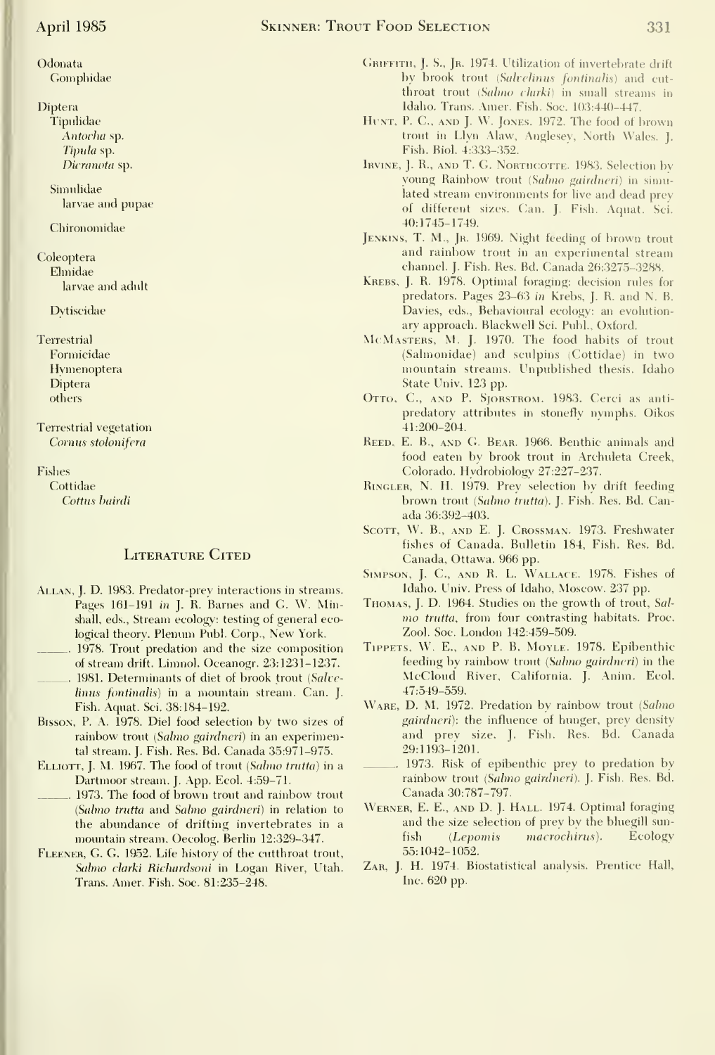Odonata
  Gomphidae

Diptera
  Tipulidae
    *Antocha* sp.
    *Tipula* sp.
    *Dicranota* sp.

  Simulidae
    larvae and pupae

  Chironomidae

Coleoptera
  Elmidae
    larvae and adult

  Dytiscidae

Terrestrial
  Formicidae
  Hymenoptera
  Diptera
  others

Terrestrial vegetation
  *Cornus stolonifera*

Fishes
  Cottidae
    *Cottus bairdi*

## Literature Cited

Allan, J. D. 1983. Predator-prey interactions in streams. Pages 161–191 *in* J. R. Barnes and G. W. Minshall, eds., Stream ecology: testing of general ecological theory. Plenum Publ. Corp., New York.

______. 1978. Trout predation and the size composition of stream drift. Limnol. Oceanogr. 23:1231–1237.

______. 1981. Determinants of diet of brook trout (*Salvelinus fontinalis*) in a mountain stream. Can. J. Fish. Aquat. Sci. 38:184–192.

Bisson, P. A. 1978. Diel food selection by two sizes of rainbow trout (*Salmo gairdneri*) in an experimental stream. J. Fish. Res. Bd. Canada 35:971–975.

Elliott, J. M. 1967. The food of trout (*Salmo trutta*) in a Dartmoor stream. J. App. Ecol. 4:59–71.

______. 1973. The food of brown trout and rainbow trout (*Salmo trutta* and *Salmo gairdneri*) in relation to the abundance of drifting invertebrates in a mountain stream. Oecolog. Berlin 12:329–347.

Fleener, G. G. 1952. Life history of the cutthroat trout, *Salmo clarki Richardsoni* in Logan River, Utah. Trans. Amer. Fish. Soc. 81:235–248.

Griffith, J. S., Jr. 1974. Utilization of invertebrate drift by brook trout (*Salvelinus fontinalis*) and cutthroat trout (*Salmo clarki*) in small streams in Idaho. Trans. Amer. Fish. Soc. 103:440–447.

Hunt, P. C., and J. W. Jones. 1972. The food of brown trout in Llyn Alaw, Anglesey, North Wales. J. Fish. Biol. 4:333–352.

Irvine, J. R., and T. G. Northcotte. 1983. Selection by young Rainbow trout (*Salmo gairdneri*) in simulated stream environments for live and dead prey of different sizes. Can. J. Fish. Aquat. Sci. 40:1745–1749.

Jenkins, T. M., Jr. 1969. Night feeding of brown trout and rainbow trout in an experimental stream channel. J. Fish. Res. Bd. Canada 26:3275–3288.

Krebs, J. R. 1978. Optimal foraging: decision rules for predators. Pages 23–63 *in* Krebs, J. R. and N. B. Davies, eds., Behavioural ecology: an evolutionary approach. Blackwell Sci. Publ., Oxford.

McMasters, M. J. 1970. The food habits of trout (Salmonidae) and sculpins (Cottidae) in two mountain streams. Unpublished thesis. Idaho State Univ. 123 pp.

Otto, C., and P. Sjorstrom. 1983. Cerci as antipredatory attributes in stonefly nymphs. Oikos 41:200–204.

Reed, E. B., and G. Bear. 1966. Benthic animals and food eaten by brook trout in Archuleta Creek, Colorado. Hydrobiology 27:227–237.

Ringler, N. H. 1979. Prey selection by drift feeding brown trout (*Salmo trutta*). J. Fish. Res. Bd. Canada 36:392–403.

Scott, W. B., and E. J. Crossman. 1973. Freshwater fishes of Canada. Bulletin 184, Fish. Res. Bd. Canada, Ottawa. 966 pp.

Simpson, J. C., and R. L. Wallace. 1978. Fishes of Idaho. Univ. Press of Idaho, Moscow. 237 pp.

Thomas, J. D. 1964. Studies on the growth of trout, *Salmo trutta*, from four contrasting habitats. Proc. Zool. Soc. London 142:459–509.

Tippets, W. E., and P. B. Moyle. 1978. Epibenthic feeding by rainbow trout (*Salmo gairdneri*) in the McCloud River, California. J. Anim. Ecol. 47:549–559.

Ware, D. M. 1972. Predation by rainbow trout (*Salmo gairdneri*): the influence of hunger, prey density and prey size. J. Fish. Res. Bd. Canada 29:1193–1201.

______. 1973. Risk of epibenthic prey to predation by rainbow trout (*Salmo gairdneri*). J. Fish. Res. Bd. Canada 30:787–797.

Werner, E. E., and D. J. Hall. 1974. Optimal foraging and the size selection of prey by the bluegill sunfish (*Lepomis macrochirus*). Ecology 55:1042–1052.

Zar, J. H. 1974. Biostatistical analysis. Prentice Hall, Inc. 620 pp.